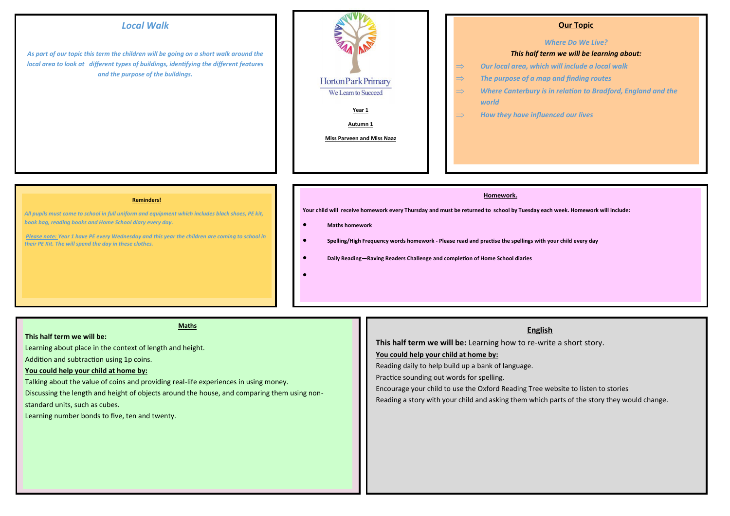## Local Walk

*As part of our topic this term the children will be going on a short walk around the local area to look at different types of buildings, identifying the different features and the purpose of the buildings.*

Horton Park Primary

We Learn to Succeed

**Year 1**

**Autumn 1**

**Miss Parveen and Miss Naaz**

## Our Topic

*Where Do We Live?*

***This half term we will be learning about:***

- *Our local area, which will include a local walk*
- *The purpose of a map and finding routes*
- *Where Canterbury is in relation to Bradford, England and the world*
- *How they have influenced our lives*

## Reminders!

***All pupils must come to school in full uniform and equipment which includes black shoes, PE kit, book bag, reading books and Home School diary every day.***

***Please note:* *Year 1 have PE every Wednesday and this year the children are coming to school in their PE Kit. The will spend the day in these clothes.***

## Homework.

**Your child will receive homework every Thursday and must be returned to school by Tuesday each week. Homework will include:**

- **Maths homework**
- **Spelling/High Frequency words homework - Please read and practise the spellings with your child every day**
- **Daily Reading—Raving Readers Challenge and completion of Home School diaries**
- 

## Maths

**This half term we will be:**

Learning about place in the context of length and height.

Addition and subtraction using 1p coins.

**You could help your child at home by:**

Talking about the value of coins and providing real-life experiences in using money.

Discussing the length and height of objects around the house, and comparing them using non-standard units, such as cubes.

Learning number bonds to five, ten and twenty.

## English

**This half term we will be:** Learning how to re-write a short story.

**You could help your child at home by:**

Reading daily to help build up a bank of language.

Practice sounding out words for spelling.

Encourage your child to use the Oxford Reading Tree website to listen to stories

Reading a story with your child and asking them which parts of the story they would change.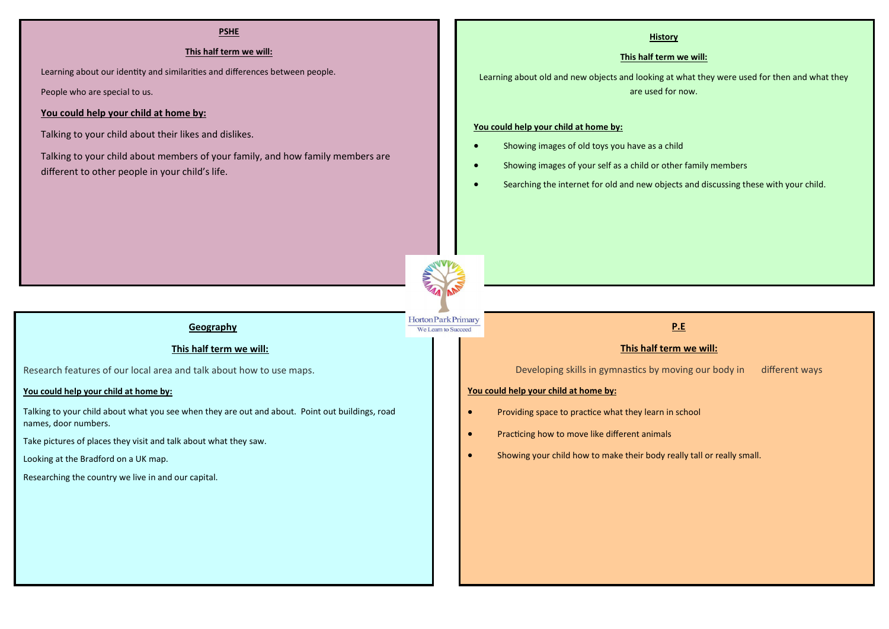## PSHE

**This half term we will:**

Learning about our identity and similarities and differences between people.

People who are special to us.

**You could help your child at home by:**

Talking to your child about their likes and dislikes.

Talking to your child about members of your family, and how family members are different to other people in your child's life.

## History

**This half term we will:**

Learning about old and new objects and looking at what they were used for then and what they are used for now.

**You could help your child at home by:**

- Showing images of old toys you have as a child
- Showing images of your self as a child or other family members
- Searching the internet for old and new objects and discussing these with your child.

Horton Park Primary
We Learn to Succeed

## Geography

**This half term we will:**

Research features of our local area and talk about how to use maps.

**You could help your child at home by:**

Talking to your child about what you see when they are out and about. Point out buildings, road names, door numbers.

Take pictures of places they visit and talk about what they saw.

Looking at the Bradford on a UK map.

Researching the country we live in and our capital.

## P.E

**This half term we will:**

Developing skills in gymnastics by moving our body in different ways

**You could help your child at home by:**

- Providing space to practice what they learn in school
- Practicing how to move like different animals
- Showing your child how to make their body really tall or really small.